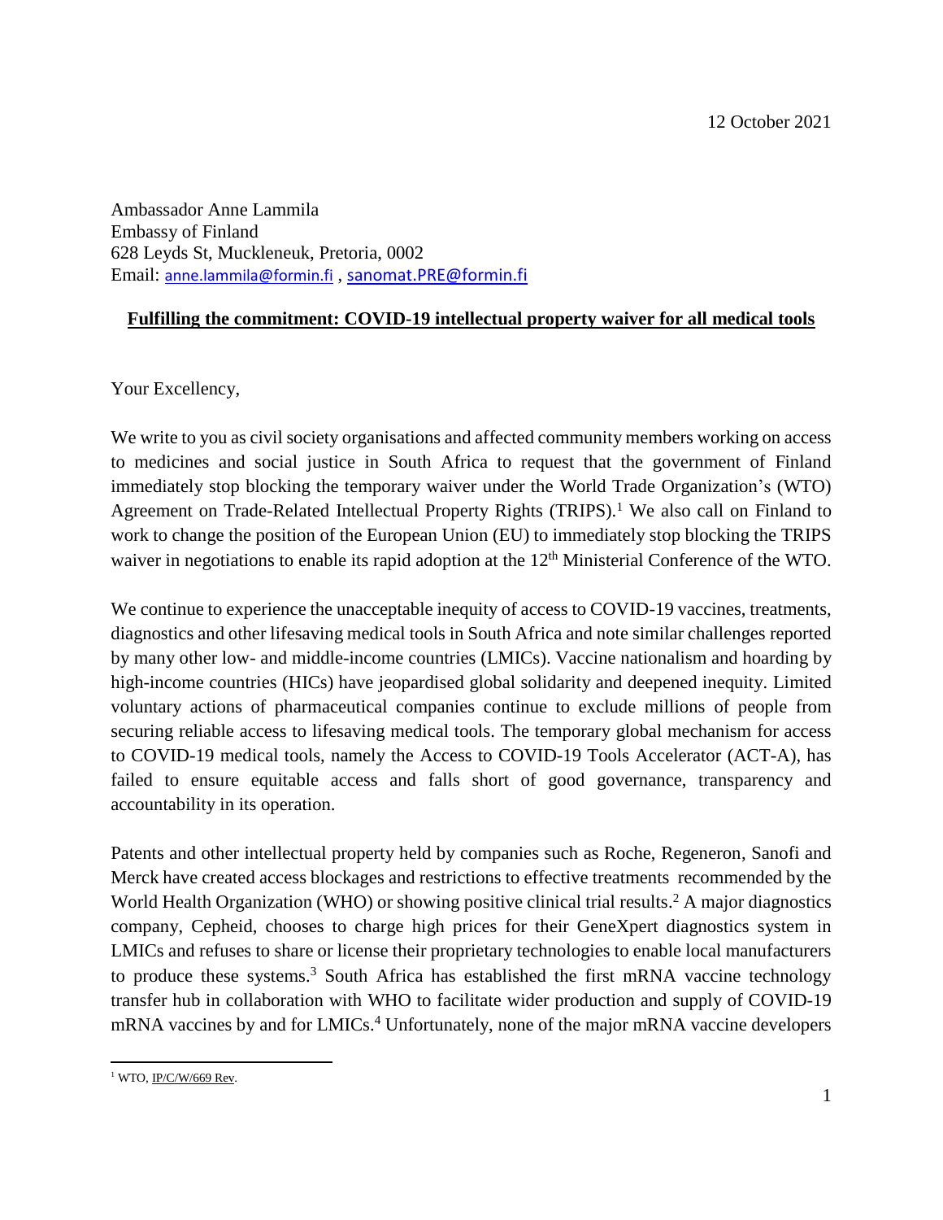12 October 2021

Ambassador Anne Lammila
Embassy of Finland
628 Leyds St, Muckleneuk, Pretoria, 0002
Email: anne.lammila@formin.fi , sanomat.PRE@formin.fi

**Fulfilling the commitment: COVID-19 intellectual property waiver for all medical tools**

Your Excellency,

We write to you as civil society organisations and affected community members working on access to medicines and social justice in South Africa to request that the government of Finland immediately stop blocking the temporary waiver under the World Trade Organization's (WTO) Agreement on Trade-Related Intellectual Property Rights (TRIPS).[1] We also call on Finland to work to change the position of the European Union (EU) to immediately stop blocking the TRIPS waiver in negotiations to enable its rapid adoption at the 12th Ministerial Conference of the WTO.

We continue to experience the unacceptable inequity of access to COVID-19 vaccines, treatments, diagnostics and other lifesaving medical tools in South Africa and note similar challenges reported by many other low- and middle-income countries (LMICs). Vaccine nationalism and hoarding by high-income countries (HICs) have jeopardised global solidarity and deepened inequity. Limited voluntary actions of pharmaceutical companies continue to exclude millions of people from securing reliable access to lifesaving medical tools. The temporary global mechanism for access to COVID-19 medical tools, namely the Access to COVID-19 Tools Accelerator (ACT-A), has failed to ensure equitable access and falls short of good governance, transparency and accountability in its operation.

Patents and other intellectual property held by companies such as Roche, Regeneron, Sanofi and Merck have created access blockages and restrictions to effective treatments recommended by the World Health Organization (WHO) or showing positive clinical trial results.[2] A major diagnostics company, Cepheid, chooses to charge high prices for their GeneXpert diagnostics system in LMICs and refuses to share or license their proprietary technologies to enable local manufacturers to produce these systems.[3] South Africa has established the first mRNA vaccine technology transfer hub in collaboration with WHO to facilitate wider production and supply of COVID-19 mRNA vaccines by and for LMICs.[4] Unfortunately, none of the major mRNA vaccine developers

---

[1] WTO, IP/C/W/669 Rev.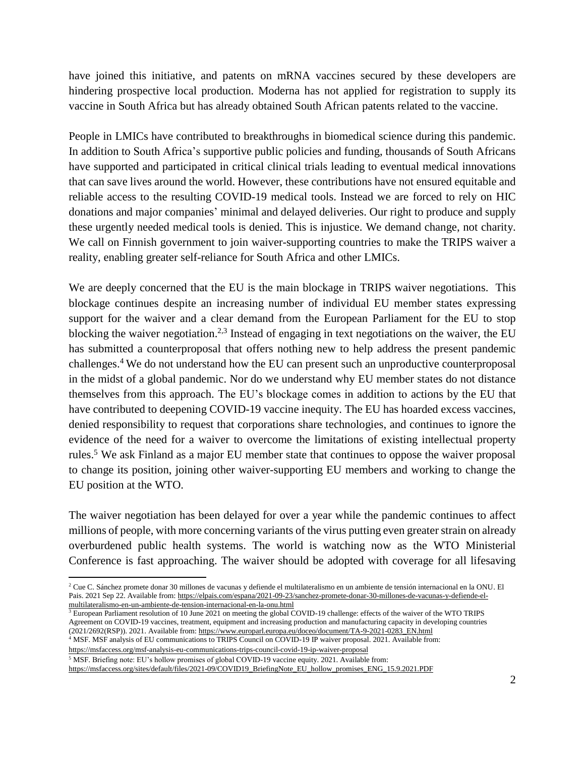have joined this initiative, and patents on mRNA vaccines secured by these developers are hindering prospective local production. Moderna has not applied for registration to supply its vaccine in South Africa but has already obtained South African patents related to the vaccine.

People in LMICs have contributed to breakthroughs in biomedical science during this pandemic. In addition to South Africa's supportive public policies and funding, thousands of South Africans have supported and participated in critical clinical trials leading to eventual medical innovations that can save lives around the world. However, these contributions have not ensured equitable and reliable access to the resulting COVID-19 medical tools. Instead we are forced to rely on HIC donations and major companies' minimal and delayed deliveries. Our right to produce and supply these urgently needed medical tools is denied. This is injustice. We demand change, not charity. We call on Finnish government to join waiver-supporting countries to make the TRIPS waiver a reality, enabling greater self-reliance for South Africa and other LMICs.

We are deeply concerned that the EU is the main blockage in TRIPS waiver negotiations. This blockage continues despite an increasing number of individual EU member states expressing support for the waiver and a clear demand from the European Parliament for the EU to stop blocking the waiver negotiation.[2,3] Instead of engaging in text negotiations on the waiver, the EU has submitted a counterproposal that offers nothing new to help address the present pandemic challenges.[4] We do not understand how the EU can present such an unproductive counterproposal in the midst of a global pandemic. Nor do we understand why EU member states do not distance themselves from this approach. The EU's blockage comes in addition to actions by the EU that have contributed to deepening COVID-19 vaccine inequity. The EU has hoarded excess vaccines, denied responsibility to request that corporations share technologies, and continues to ignore the evidence of the need for a waiver to overcome the limitations of existing intellectual property rules.[5] We ask Finland as a major EU member state that continues to oppose the waiver proposal to change its position, joining other waiver-supporting EU members and working to change the EU position at the WTO.

The waiver negotiation has been delayed for over a year while the pandemic continues to affect millions of people, with more concerning variants of the virus putting even greater strain on already overburdened public health systems. The world is watching now as the WTO Ministerial Conference is fast approaching. The waiver should be adopted with coverage for all lifesaving

---

[2] Cue C. Sánchez promete donar 30 millones de vacunas y defiende el multilateralismo en un ambiente de tensión internacional en la ONU. El Pais. 2021 Sep 22. Available from: https://elpais.com/espana/2021-09-23/sanchez-promete-donar-30-millones-de-vacunas-y-defiende-el-multilateralismo-en-un-ambiente-de-tension-internacional-en-la-onu.html

[3] European Parliament resolution of 10 June 2021 on meeting the global COVID-19 challenge: effects of the waiver of the WTO TRIPS Agreement on COVID-19 vaccines, treatment, equipment and increasing production and manufacturing capacity in developing countries (2021/2692(RSP)). 2021. Available from: https://www.europarl.europa.eu/doceo/document/TA-9-2021-0283_EN.html

[4] MSF. MSF analysis of EU communications to TRIPS Council on COVID-19 IP waiver proposal. 2021. Available from: https://msfaccess.org/msf-analysis-eu-communications-trips-council-covid-19-ip-waiver-proposal

[5] MSF. Briefing note: EU's hollow promises of global COVID-19 vaccine equity. 2021. Available from: https://msfaccess.org/sites/default/files/2021-09/COVID19_BriefingNote_EU_hollow_promises_ENG_15.9.2021.PDF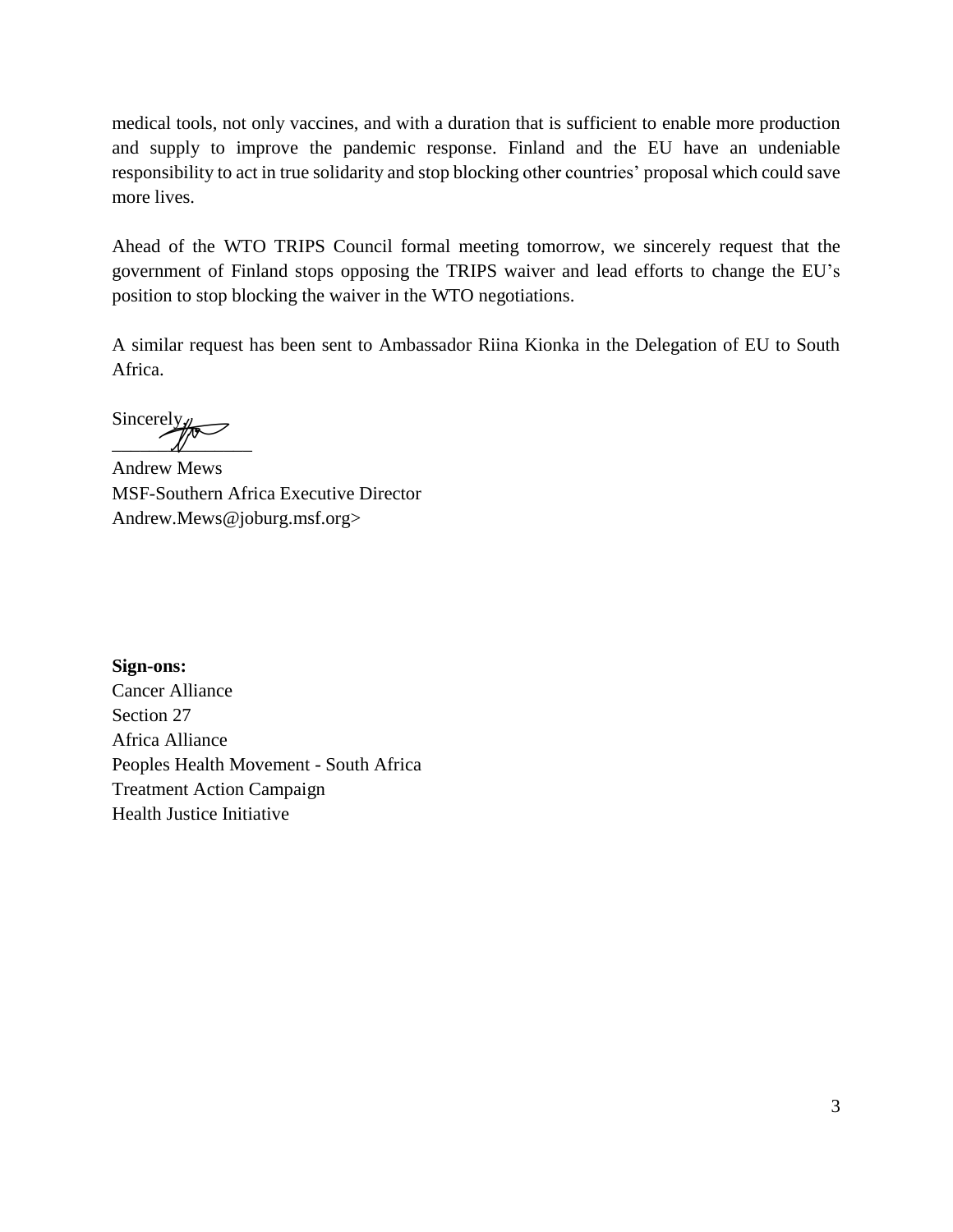medical tools, not only vaccines, and with a duration that is sufficient to enable more production and supply to improve the pandemic response. Finland and the EU have an undeniable responsibility to act in true solidarity and stop blocking other countries' proposal which could save more lives.

Ahead of the WTO TRIPS Council formal meeting tomorrow, we sincerely request that the government of Finland stops opposing the TRIPS waiver and lead efforts to change the EU's position to stop blocking the waiver in the WTO negotiations.

A similar request has been sent to Ambassador Riina Kionka in the Delegation of EU to South Africa.

Sincerely,

Andrew Mews
MSF-Southern Africa Executive Director
Andrew.Mews@joburg.msf.org>

**Sign-ons:**
Cancer Alliance
Section 27
Africa Alliance
Peoples Health Movement - South Africa
Treatment Action Campaign
Health Justice Initiative